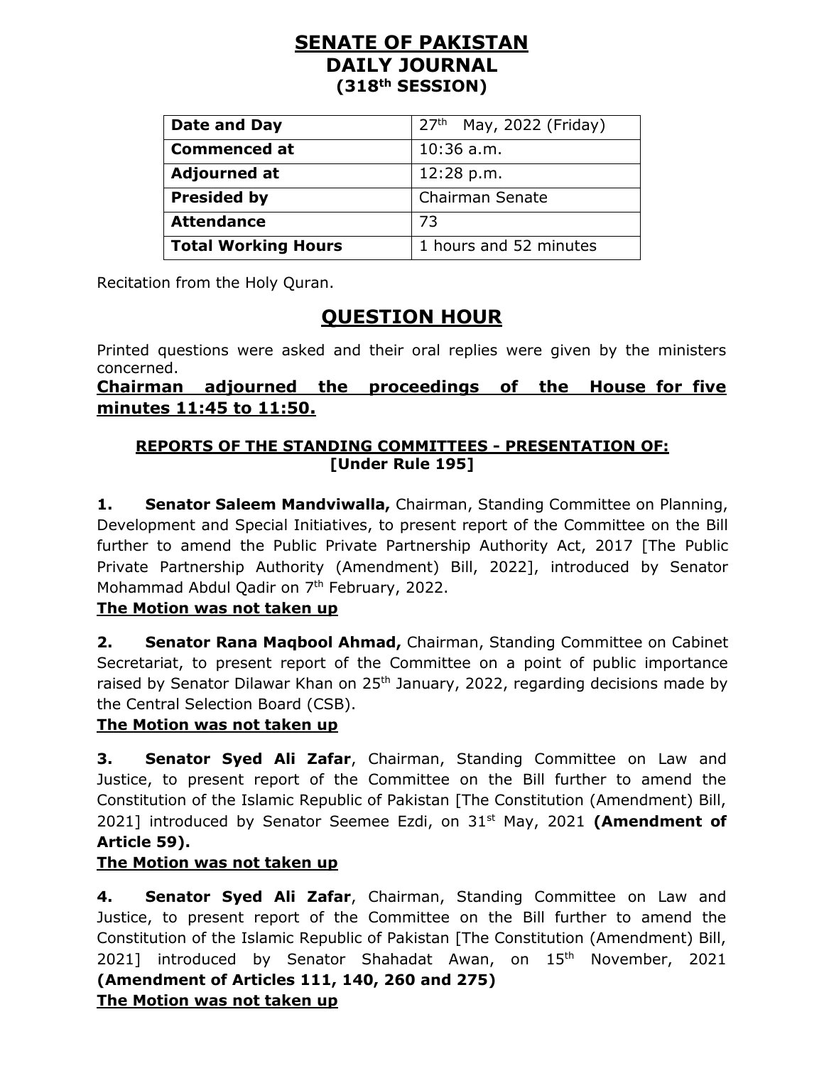# SENATE OF PAKISTAN
## DAILY JOURNAL
### (318th SESSION)

| Date and Day | 27th May, 2022 (Friday) |
|---|---|
| Commenced at | 10:36 a.m. |
| Adjourned at | 12:28 p.m. |
| Presided by | Chairman Senate |
| Attendance | 73 |
| Total Working Hours | 1 hours and 52 minutes |

Recitation from the Holy Quran.

## QUESTION HOUR

Printed questions were asked and their oral replies were given by the ministers concerned.

**Chairman adjourned the proceedings of the House for five minutes 11:45 to 11:50.**

### REPORTS OF THE STANDING COMMITTEES - PRESENTATION OF: [Under Rule 195]

**1. Senator Saleem Mandviwalla,** Chairman, Standing Committee on Planning, Development and Special Initiatives, to present report of the Committee on the Bill further to amend the Public Private Partnership Authority Act, 2017 [The Public Private Partnership Authority (Amendment) Bill, 2022], introduced by Senator Mohammad Abdul Qadir on 7th February, 2022.

**The Motion was not taken up**

**2. Senator Rana Maqbool Ahmad,** Chairman, Standing Committee on Cabinet Secretariat, to present report of the Committee on a point of public importance raised by Senator Dilawar Khan on 25th January, 2022, regarding decisions made by the Central Selection Board (CSB).

**The Motion was not taken up**

**3. Senator Syed Ali Zafar**, Chairman, Standing Committee on Law and Justice, to present report of the Committee on the Bill further to amend the Constitution of the Islamic Republic of Pakistan [The Constitution (Amendment) Bill, 2021] introduced by Senator Seemee Ezdi, on 31st May, 2021 **(Amendment of Article 59).**

**The Motion was not taken up**

**4. Senator Syed Ali Zafar**, Chairman, Standing Committee on Law and Justice, to present report of the Committee on the Bill further to amend the Constitution of the Islamic Republic of Pakistan [The Constitution (Amendment) Bill, 2021] introduced by Senator Shahadat Awan, on 15th November, 2021 **(Amendment of Articles 111, 140, 260 and 275)**

**The Motion was not taken up**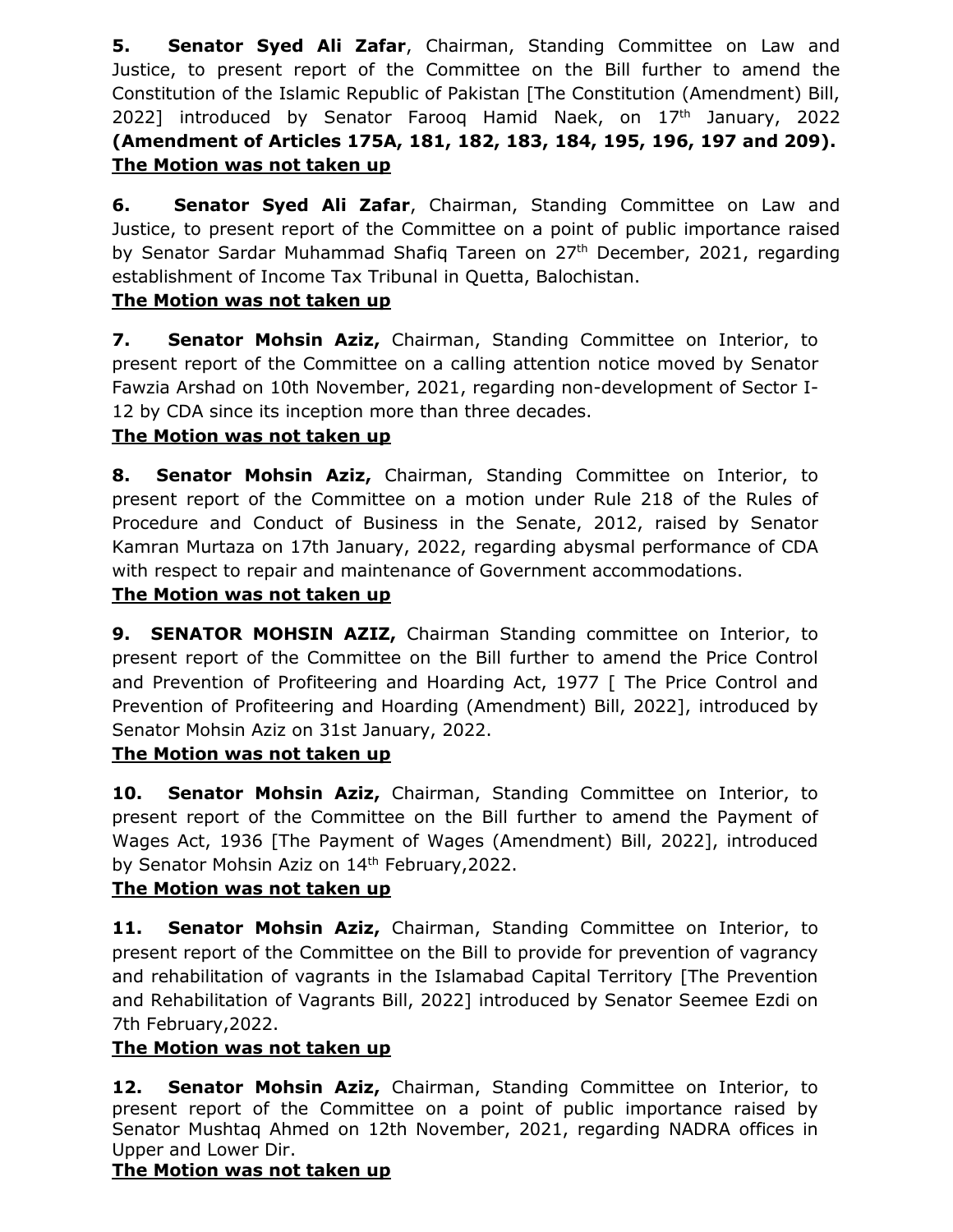**5. Senator Syed Ali Zafar**, Chairman, Standing Committee on Law and Justice, to present report of the Committee on the Bill further to amend the Constitution of the Islamic Republic of Pakistan [The Constitution (Amendment) Bill, 2022] introduced by Senator Farooq Hamid Naek, on 17th January, 2022 **(Amendment of Articles 175A, 181, 182, 183, 184, 195, 196, 197 and 209).**
**<u>The Motion was not taken up</u>**

**6. Senator Syed Ali Zafar**, Chairman, Standing Committee on Law and Justice, to present report of the Committee on a point of public importance raised by Senator Sardar Muhammad Shafiq Tareen on 27th December, 2021, regarding establishment of Income Tax Tribunal in Quetta, Balochistan.
**<u>The Motion was not taken up</u>**

**7. Senator Mohsin Aziz,** Chairman, Standing Committee on Interior, to present report of the Committee on a calling attention notice moved by Senator Fawzia Arshad on 10th November, 2021, regarding non-development of Sector I-12 by CDA since its inception more than three decades.
**<u>The Motion was not taken up</u>**

**8. Senator Mohsin Aziz,** Chairman, Standing Committee on Interior, to present report of the Committee on a motion under Rule 218 of the Rules of Procedure and Conduct of Business in the Senate, 2012, raised by Senator Kamran Murtaza on 17th January, 2022, regarding abysmal performance of CDA with respect to repair and maintenance of Government accommodations.
**<u>The Motion was not taken up</u>**

**9. SENATOR MOHSIN AZIZ,** Chairman Standing committee on Interior, to present report of the Committee on the Bill further to amend the Price Control and Prevention of Profiteering and Hoarding Act, 1977 [ The Price Control and Prevention of Profiteering and Hoarding (Amendment) Bill, 2022], introduced by Senator Mohsin Aziz on 31st January, 2022.
**<u>The Motion was not taken up</u>**

**10. Senator Mohsin Aziz,** Chairman, Standing Committee on Interior, to present report of the Committee on the Bill further to amend the Payment of Wages Act, 1936 [The Payment of Wages (Amendment) Bill, 2022], introduced by Senator Mohsin Aziz on 14th February,2022.
**<u>The Motion was not taken up</u>**

**11. Senator Mohsin Aziz,** Chairman, Standing Committee on Interior, to present report of the Committee on the Bill to provide for prevention of vagrancy and rehabilitation of vagrants in the Islamabad Capital Territory [The Prevention and Rehabilitation of Vagrants Bill, 2022] introduced by Senator Seemee Ezdi on 7th February,2022.
**<u>The Motion was not taken up</u>**

**12. Senator Mohsin Aziz,** Chairman, Standing Committee on Interior, to present report of the Committee on a point of public importance raised by Senator Mushtaq Ahmed on 12th November, 2021, regarding NADRA offices in Upper and Lower Dir.
**<u>The Motion was not taken up</u>**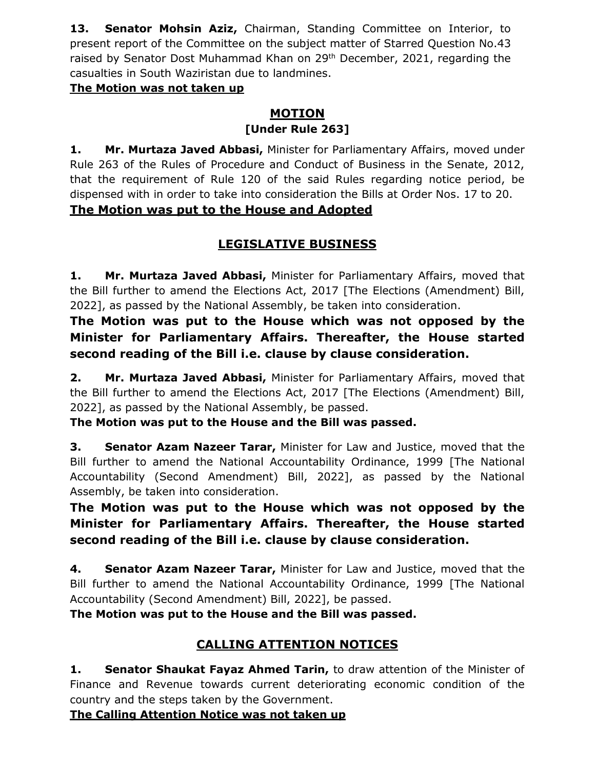**13. Senator Mohsin Aziz,** Chairman, Standing Committee on Interior, to present report of the Committee on the subject matter of Starred Question No.43 raised by Senator Dost Muhammad Khan on 29th December, 2021, regarding the casualties in South Waziristan due to landmines.

**The Motion was not taken up**

## MOTION
### [Under Rule 263]

**1. Mr. Murtaza Javed Abbasi,** Minister for Parliamentary Affairs, moved under Rule 263 of the Rules of Procedure and Conduct of Business in the Senate, 2012, that the requirement of Rule 120 of the said Rules regarding notice period, be dispensed with in order to take into consideration the Bills at Order Nos. 17 to 20.

**The Motion was put to the House and Adopted**

## LEGISLATIVE BUSINESS

**1. Mr. Murtaza Javed Abbasi,** Minister for Parliamentary Affairs, moved that the Bill further to amend the Elections Act, 2017 [The Elections (Amendment) Bill, 2022], as passed by the National Assembly, be taken into consideration.

**The Motion was put to the House which was not opposed by the Minister for Parliamentary Affairs. Thereafter, the House started second reading of the Bill i.e. clause by clause consideration.**

**2. Mr. Murtaza Javed Abbasi,** Minister for Parliamentary Affairs, moved that the Bill further to amend the Elections Act, 2017 [The Elections (Amendment) Bill, 2022], as passed by the National Assembly, be passed.

**The Motion was put to the House and the Bill was passed.**

**3. Senator Azam Nazeer Tarar,** Minister for Law and Justice, moved that the Bill further to amend the National Accountability Ordinance, 1999 [The National Accountability (Second Amendment) Bill, 2022], as passed by the National Assembly, be taken into consideration.

**The Motion was put to the House which was not opposed by the Minister for Parliamentary Affairs. Thereafter, the House started second reading of the Bill i.e. clause by clause consideration.**

**4. Senator Azam Nazeer Tarar,** Minister for Law and Justice, moved that the Bill further to amend the National Accountability Ordinance, 1999 [The National Accountability (Second Amendment) Bill, 2022], be passed.

**The Motion was put to the House and the Bill was passed.**

## CALLING ATTENTION NOTICES

**1. Senator Shaukat Fayaz Ahmed Tarin,** to draw attention of the Minister of Finance and Revenue towards current deteriorating economic condition of the country and the steps taken by the Government.

**The Calling Attention Notice was not taken up**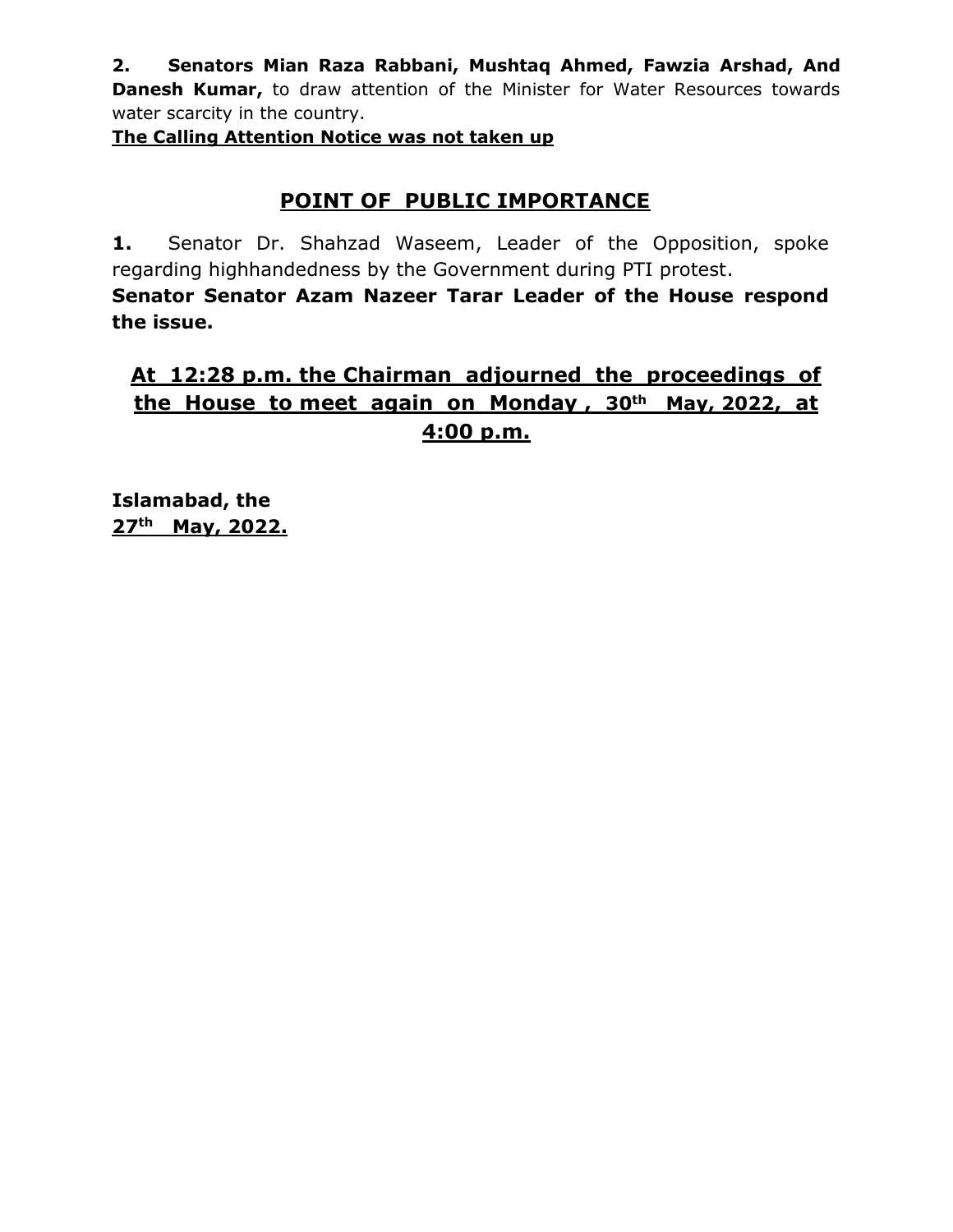**2. Senators Mian Raza Rabbani, Mushtaq Ahmed, Fawzia Arshad, And Danesh Kumar,** to draw attention of the Minister for Water Resources towards water scarcity in the country.

**The Calling Attention Notice was not taken up**

## POINT OF PUBLIC IMPORTANCE

**1.** Senator Dr. Shahzad Waseem, Leader of the Opposition, spoke regarding highhandedness by the Government during PTI protest.

**Senator Senator Azam Nazeer Tarar Leader of the House respond the issue.**

**At 12:28 p.m. the Chairman adjourned the proceedings of the House to meet again on Monday , 30th May, 2022, at 4:00 p.m.**

**Islamabad, the**
**27th May, 2022.**